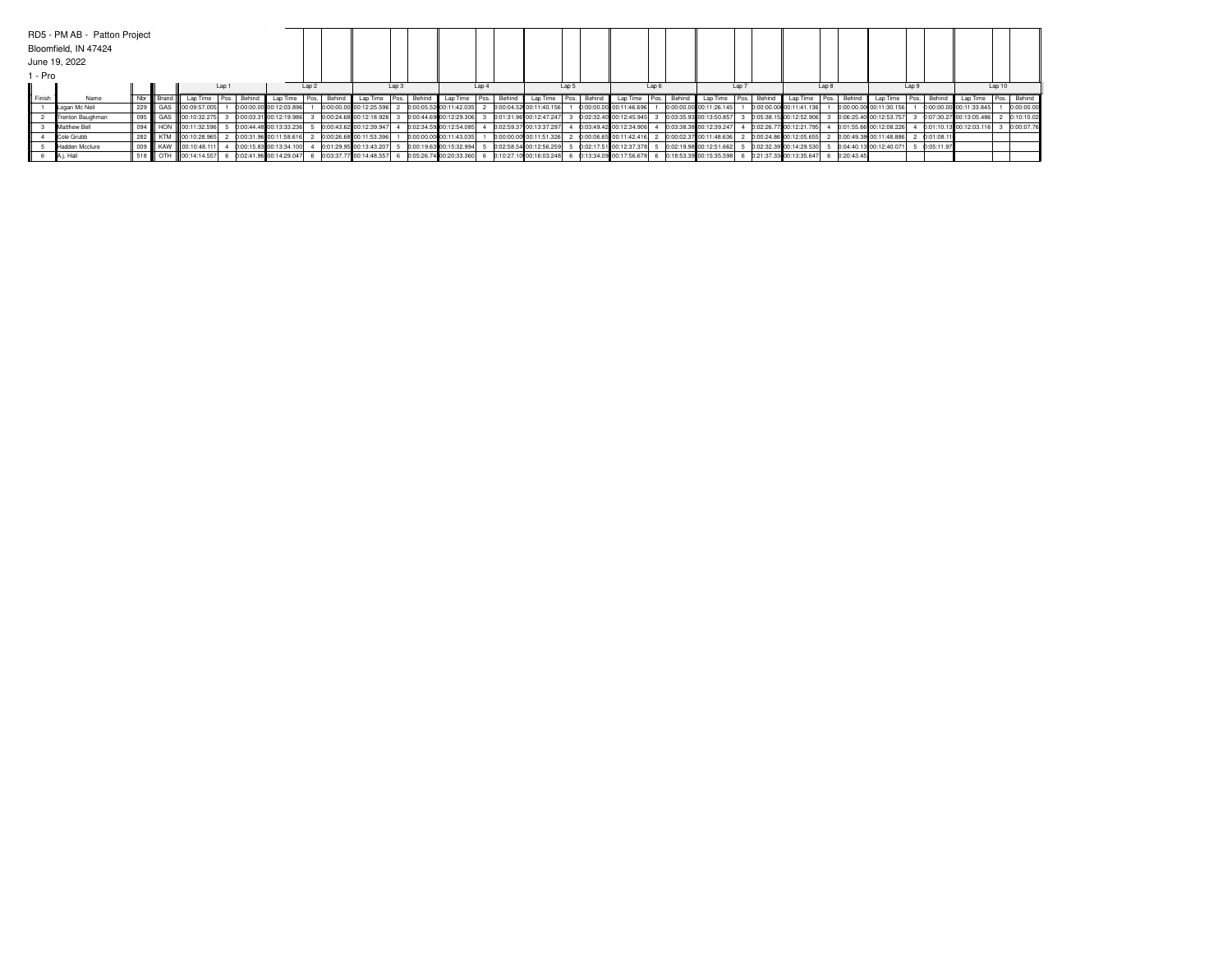RD5 - PM AB - Patton Project

Bloomfield, IN 47424

June 19, 2022

1 - Pro

| Finish | Name | Nbr | Brand | Lap 1 | | | Lap 2 | | | Lap 3 | | | Lap 4 | | | Lap 5 | | | Lap 6 | | | Lap 7 | | | Lap 8 | | | Lap 9 | | | Lap 10 | | |
|---|---|---|---|---|---|---|---|---|---|---|---|---|---|---|---|---|---|---|---|---|---|---|---|---|---|---|---|---|---|---|---|---|---|
| | | | | Lap Time | Pos. | Behind | Lap Time | Pos. | Behind | Lap Time | Pos. | Behind | Lap Time | Pos. | Behind | Lap Time | Pos. | Behind | Lap Time | Pos. | Behind | Lap Time | Pos. | Behind | Lap Time | Pos. | Behind | Lap Time | Pos. | Behind | Lap Time | Pos. | Behind |
| 1 | Logan Mc Neil | 229 | GAS | 00:09:57.005 | 1 | 0:00:00.00 | 00:12:03.896 | 1 | 0:00:00.00 | 00:12:25.596 | 2 | 0:00:05.52 | 00:11:42.035 | 2 | 0:00:04.52 | 00:11:40.156 | 1 | 0:00:00.00 | 00:11:46.696 | 1 | 0:00:00.00 | 00:11:26.145 | 1 | 0:00:00.00 | 00:11:41.136 | 1 | 0:00:00.00 | 00:11:30.156 | 1 | 0:00:00.00 | 00:11:33.845 | 1 | 0:00:00.00 |
| 2 | Trenton Baughman | 095 | GAS | 00:10:32.275 | 3 | 0:00:03.31 | 00:12:19.986 | 3 | 0:00:24.68 | 00:12:18.926 | 3 | 0:00:44.69 | 00:12:29.306 | 3 | 0:01:31.96 | 00:12:47.247 | 3 | 0:02:32.40 | 00:12:45.945 | 3 | 0:03:35.93 | 00:13:50.857 | 3 | 0:05:38.15 | 00:12:52.906 | 3 | 0:06:25.40 | 00:12:53.757 | 3 | 0:07:30.27 | 00:13:05.486 | 2 | 0:10:10.02 |
| 3 | Matthew Bell | 094 | HON | 00:11:32.596 | 5 | 0:00:44.48 | 00:13:33.236 | 5 | 0:00:43.62 | 00:12:39.947 | 4 | 0:02:34.59 | 00:12:54.085 | 4 | 0:02:59.37 | 00:13:37.297 | 4 | 0:03:49.42 | 00:12:34.906 | 4 | 0:03:38.38 | 00:12:39.247 | 4 | 0:02:26.77 | 00:12:21.795 | 4 | 0:01:55.66 | 00:12:08.226 | 4 | 0:01:10.13 | 00:12:03.116 | 3 | 0:00:07.76 |
| 4 | Cole Grubb | 282 | KTM | 00:10:28.965 | 2 | 0:00:31.96 | 00:11:58.616 | 2 | 0:00:26.68 | 00:11:53.396 | 1 | 0:00:00.00 | 00:11:43.035 | 1 | 0:00:00.00 | 00:11:51.326 | 2 | 0:00:06.65 | 00:11:42.416 | 2 | 0:00:02.37 | 00:11:48.636 | 2 | 0:00:24.86 | 00:12:05.655 | 2 | 0:00:49.38 | 00:11:48.886 | 2 | 0:01:08.11 | | | |
| 5 | Hadden Mcclure | 009 | KAW | 00:10:48.111 | 4 | 0:00:15.83 | 00:13:34.100 | 4 | 0:01:29.95 | 00:13:43.207 | 5 | 0:00:19.63 | 00:15:32.994 | 5 | 0:02:58.54 | 00:12:56.259 | 5 | 0:02:17.51 | 00:12:37.378 | 5 | 0:02:19.98 | 00:12:51.662 | 5 | 0:02:32.39 | 00:14:29.530 | 5 | 0:04:40.13 | 00:12:40.071 | 5 | 0:05:11.97 | | | |
| 6 | A.j. Hall | 518 | OTH | 00:14:14.557 | 6 | 0:02:41.96 | 00:14:29.047 | 6 | 0:03:37.77 | 00:14:48.557 | 6 | 0:05:26.74 | 00:20:33.360 | 6 | 0:10:27.10 | 00:16:03.248 | 6 | 0:13:34.09 | 00:17:56.678 | 6 | 0:18:53.39 | 00:15:35.598 | 6 | 0:21:37.33 | 00:13:35.647 | 6 | 0:20:43.45 | | | | | | |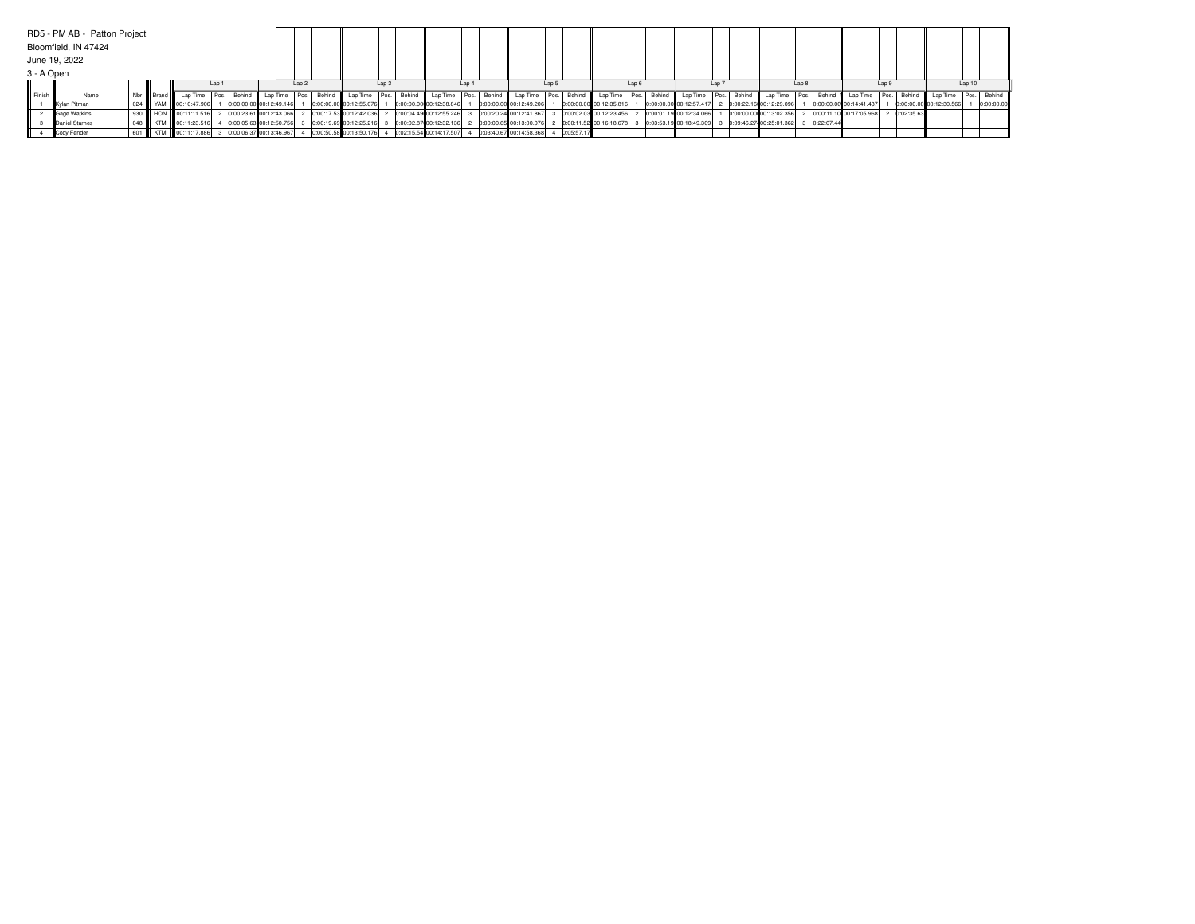RD5 - PM AB - Patton Project

Bloomfield, IN 47424

June 19, 2022

3 - A Open

| Finish | Name | Nbr | Brand | Lap 1 | | | Lap 2 | | | Lap 3 | | | Lap 4 | | | Lap 5 | | | Lap 6 | | | Lap 7 | | | Lap 8 | | | Lap 9 | | | Lap 10 | | |
|---|---|---|---|---|---|---|---|---|---|---|---|---|---|---|---|---|---|---|---|---|---|---|---|---|---|---|---|---|---|---|---|---|---|
| | | | | Lap Time | Pos. | Behind | Lap Time | Pos. | Behind | Lap Time | Pos. | Behind | Lap Time | Pos. | Behind | Lap Time | Pos. | Behind | Lap Time | Pos. | Behind | Lap Time | Pos. | Behind | Lap Time | Pos. | Behind | Lap Time | Pos. | Behind | Lap Time | Pos. | Behind |
| 1 | Kylan Pitman | 024 | YAM | 00:10:47.906 | 1 | 0:00:00.00 | 00:12:49.146 | 1 | 0:00:00.00 | 00:12:55.076 | 1 | 0:00:00.00 | 00:12:38.846 | 1 | 0:00:00.00 | 00:12:49.206 | 1 | 0:00:00.00 | 00:12:35.816 | 1 | 0:00:00.00 | 00:12:57.417 | 2 | 0:00:22.16 | 00:12:29.096 | 1 | 0:00:00.00 | 00:14:41.437 | 1 | 0:00:00.00 | 00:12:30.566 | 1 | 0:00:00.00 |
| 2 | Gage Watkins | 930 | HON | 00:11:11.516 | 2 | 0:00:23.61 | 00:12:43.066 | 2 | 0:00:17.53 | 00:12:42.036 | 2 | 0:00:04.49 | 00:12:55.246 | 3 | 0:00:20.24 | 00:12:41.867 | 3 | 0:00:02.03 | 00:12:23.456 | 2 | 0:00:01.19 | 00:12:34.066 | 1 | 0:00:00.00 | 00:13:02.356 | 2 | 0:00:11.10 | 00:17:05.968 | 2 | 0:02:35.63 | | | |
| 3 | Daniel Starnes | 048 | KTM | 00:11:23.516 | 4 | 0:00:05.63 | 00:12:50.756 | 3 | 0:00:19.69 | 00:12:25.216 | 3 | 0:00:02.87 | 00:12:32.136 | 2 | 0:00:00.65 | 00:13:00.076 | 2 | 0:00:11.52 | 00:16:18.678 | 3 | 0:03:53.19 | 00:18:49.309 | 3 | 0:09:46.27 | 00:25:01.362 | 3 | 0:22:07.44 | | | | | | |
| 4 | Cody Fender | 601 | KTM | 00:11:17.886 | 3 | 0:00:06.37 | 00:13:46.967 | 4 | 0:00:50.58 | 00:13:50.176 | 4 | 0:02:15.54 | 00:14:17.507 | 4 | 0:03:40.67 | 00:14:58.368 | 4 | 0:05:57.17 | | | | | | | | | | | | | | | |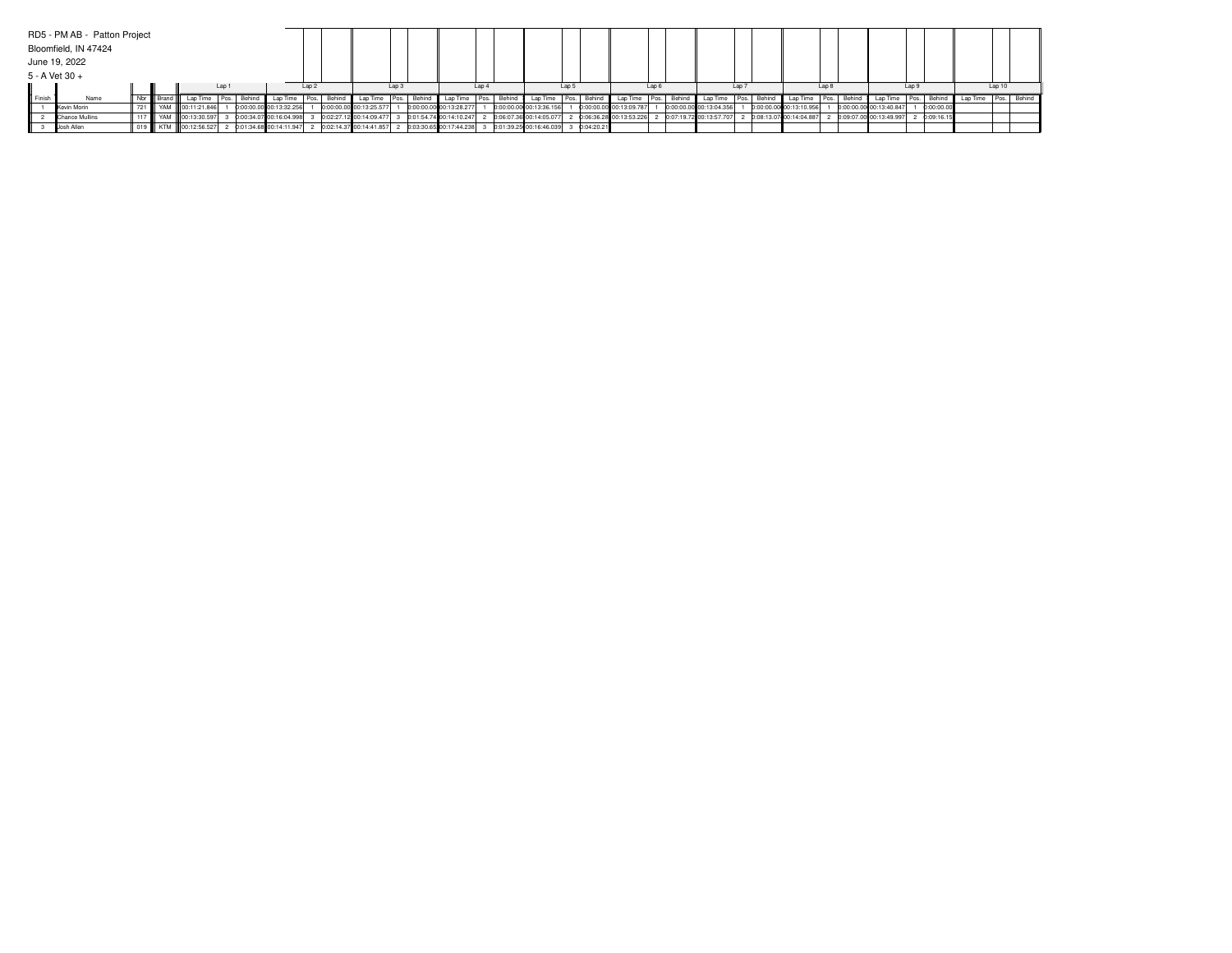RD5 - PM AB - Patton Project

Bloomfield, IN 47424

June 19, 2022

5 - A Vet 30 +

| | | | | Lap 1 | | | Lap 2 | | | Lap 3 | | | Lap 4 | | | Lap 5 | | | Lap 6 | | | Lap 7 | | | Lap 8 | | | Lap 9 | | | Lap 10 | | |
|---|---|---|---|---|---|---|---|---|---|---|---|---|---|---|---|---|---|---|---|---|---|---|---|---|---|---|---|---|---|---|---|---|---|
| Finish | Name | Nbr | Brand | Lap Time | Pos. | Behind | Lap Time | Pos. | Behind | Lap Time | Pos. | Behind | Lap Time | Pos. | Behind | Lap Time | Pos. | Behind | Lap Time | Pos. | Behind | Lap Time | Pos. | Behind | Lap Time | Pos. | Behind | Lap Time | Pos. | Behind | Lap Time | Pos. | Behind |
| 1 | Kevin Morin | 721 | YAM | 00:11:21.846 | 1 | 0:00:00.00 | 00:13:32.256 | 1 | 0:00:00.00 | 00:13:25.577 | 1 | 0:00:00.00 | 00:13:28.277 | 1 | 0:00:00.00 | 00:13:36.156 | 1 | 0:00:00.00 | 00:13:09.787 | 1 | 0:00:00.00 | 00:13:04.356 | 1 | 0:00:00.00 | 00:13:10.956 | 1 | 0:00:00.00 | 00:13:40.847 | 1 | 0:00:00.00 | | | |
| 2 | Chance Mullins | 117 | YAM | 00:13:30.597 | 3 | 0:00:34.07 | 00:16:04.998 | 3 | 0:02:27.12 | 00:14:09.477 | 3 | 0:01:54.74 | 00:14:10.247 | 2 | 0:06:07.36 | 00:14:05.077 | 2 | 0:06:36.28 | 00:13:53.226 | 2 | 0:07:19.72 | 00:13:57.707 | 2 | 0:08:13.07 | 00:14:04.887 | 2 | 0:09:07.00 | 00:13:49.997 | 2 | 0:09:16.15 | | | |
| 3 | Josh Allen | 019 | KTM | 00:12:56.527 | 2 | 0:01:34.68 | 00:14:11.947 | 2 | 0:02:14.37 | 00:14:41.857 | 2 | 0:03:30.65 | 00:17:44.238 | 3 | 0:01:39.25 | 00:16:46.039 | 3 | 0:04:20.21 | | | | | | | | | | | | | | | |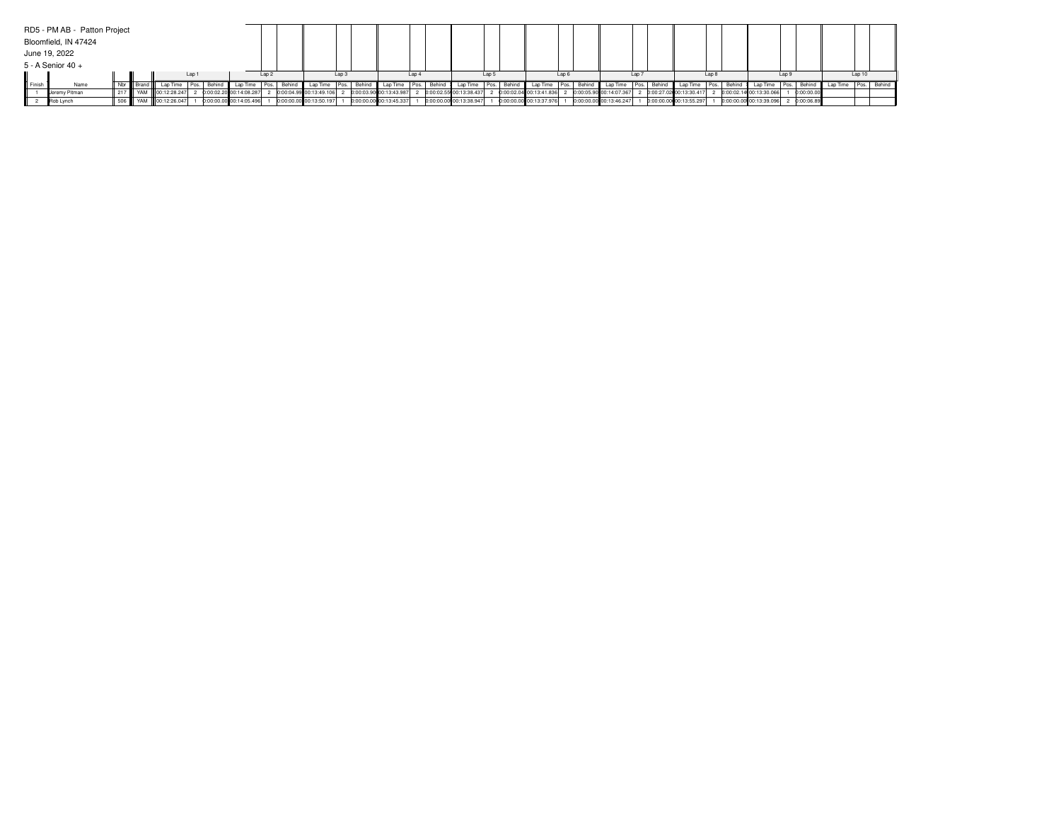RD5 - PM AB - Patton Project

Bloomfield, IN 47424

June 19, 2022

5 - A Senior 40 +

| | | | | Lap 1 | | | Lap 2 | | | Lap 3 | | | Lap 4 | | | Lap 5 | | | Lap 6 | | | Lap 7 | | | Lap 8 | | | Lap 9 | | | Lap 10 | | |
|---|---|---|---|---|---|---|---|---|---|---|---|---|---|---|---|---|---|---|---|---|---|---|---|---|---|---|---|---|---|---|---|---|---|
| Finish | Name | Nbr | Brand | Lap Time | Pos. | Behind | Lap Time | Pos. | Behind | Lap Time | Pos. | Behind | Lap Time | Pos. | Behind | Lap Time | Pos. | Behind | Lap Time | Pos. | Behind | Lap Time | Pos. | Behind | Lap Time | Pos. | Behind | Lap Time | Pos. | Behind | Lap Time | Pos. | Behind |
| 1 | Jeremy Pitman | 217 | YAM | 00:12:28.247 | 2 | 0:00:02.20 | 00:14:08.287 | 2 | 0:00:04.99 | 00:13:49.106 | 2 | 0:00:03.90 | 00:13:43.987 | 2 | 0:00:02.55 | 00:13:38.437 | 2 | 0:00:02.04 | 00:13:41.836 | 2 | 0:00:05.90 | 00:14:07.367 | 2 | 0:00:27.02 | 00:13:30.417 | 2 | 0:00:02.14 | 00:13:30.066 | 1 | 0:00:00.00 | | | |
| 2 | Rob Lynch | 506 | YAM | 00:12:26.047 | 1 | 0:00:00.00 | 00:14:05.496 | 1 | 0:00:00.00 | 00:13:50.197 | 1 | 0:00:00.00 | 00:13:45.337 | 1 | 0:00:00.00 | 00:13:38.947 | 1 | 0:00:00.00 | 00:13:37.976 | 1 | 0:00:00.00 | 00:13:46.247 | 1 | 0:00:00.00 | 00:13:55.297 | 1 | 0:00:00.00 | 00:13:39.096 | 2 | 0:00:06.89 | | | |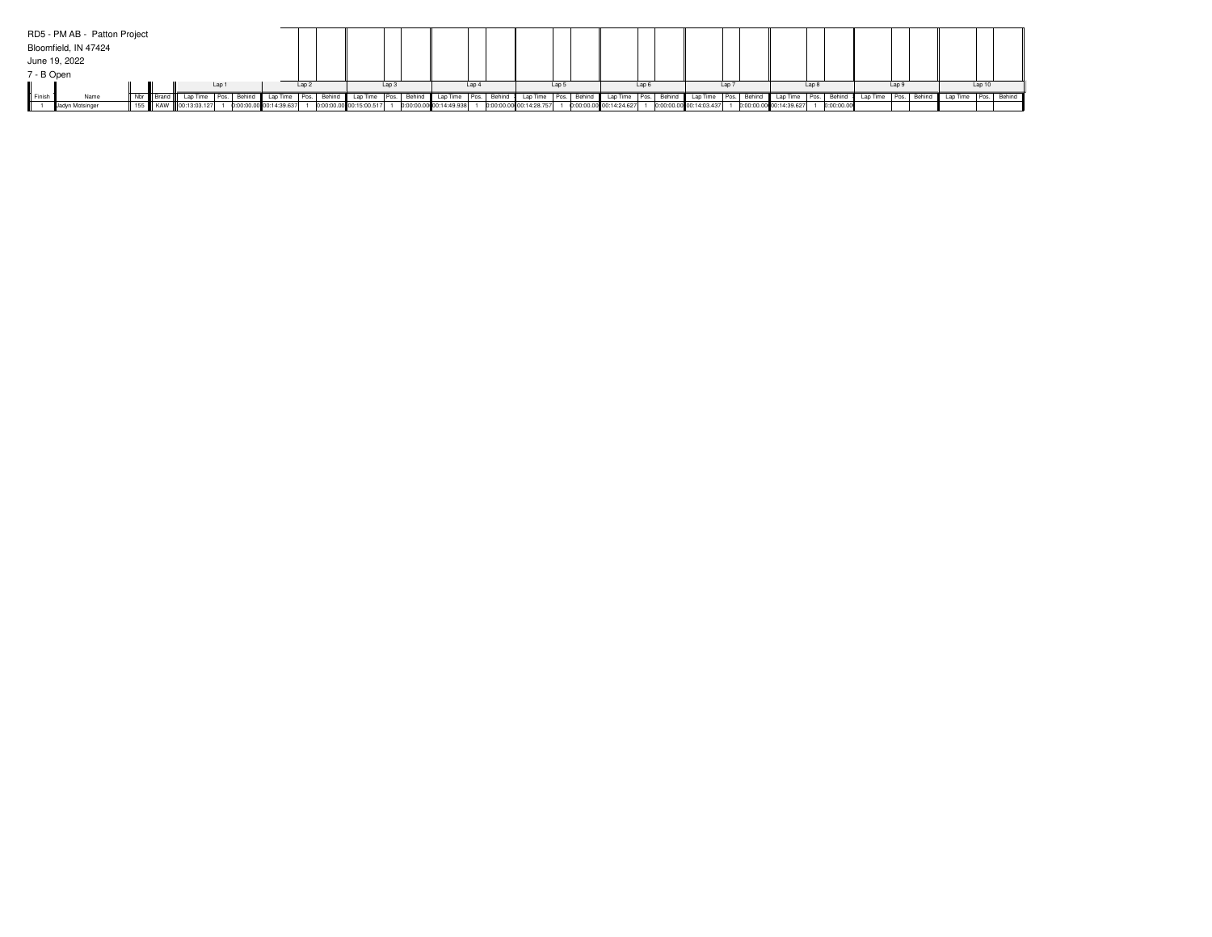RD5 - PM AB - Patton Project

Bloomfield, IN 47424

June 19, 2022

7 - B Open

| | | | | Lap 1 | | | Lap 2 | | | Lap 3 | | | Lap 4 | | | Lap 5 | | | Lap 6 | | | Lap 7 | | | Lap 8 | | | Lap 9 | | | Lap 10 | | |
|---|---|---|---|---|---|---|---|---|---|---|---|---|---|---|---|---|---|---|---|---|---|---|---|---|---|---|---|---|---|---|---|---|---|
| Finish | Name | Nbr | Brand | Lap Time | Pos. | Behind | Lap Time | Pos. | Behind | Lap Time | Pos. | Behind | Lap Time | Pos. | Behind | Lap Time | Pos. | Behind | Lap Time | Pos. | Behind | Lap Time | Pos. | Behind | Lap Time | Pos. | Behind | Lap Time | Pos. | Behind | Lap Time | Pos. | Behind |
| 1 | Jadyn Motsinger | 155 | KAW | 00:13:03.127 | 1 | 0:00:00.00 | 00:14:39.637 | 1 | 0:00:00.00 | 00:15:00.517 | 1 | 0:00:00.00 | 00:14:49.938 | 1 | 0:00:00.00 | 00:14:28.757 | 1 | 0:00:00.00 | 00:14:24.627 | 1 | 0:00:00.00 | 00:14:03.437 | 1 | 0:00:00.00 | 00:14:39.627 | 1 | 0:00:00.00 | | | | | | |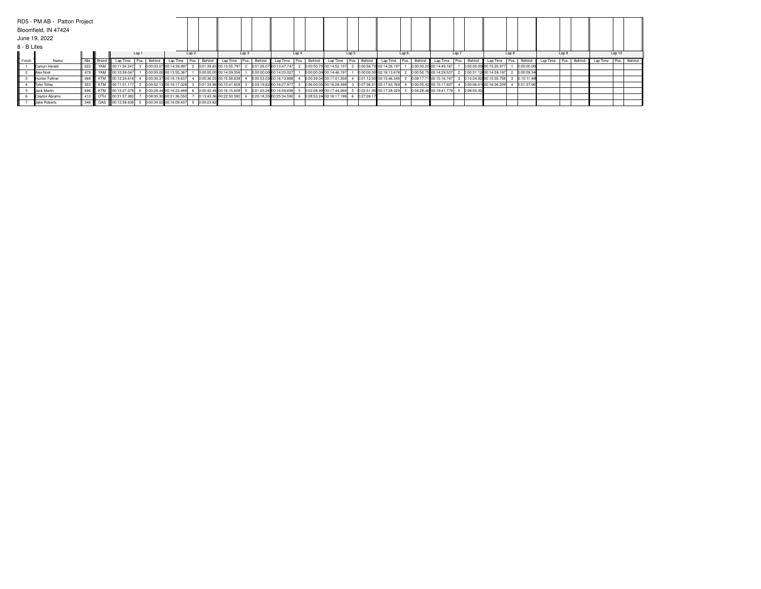RD5 - PM AB - Patton Project

Bloomfield, IN 47424

June 19, 2022

8 - B Lites

| | | | | Lap 1 | | | Lap 2 | | | Lap 3 | | | Lap 4 | | | Lap 5 | | | Lap 6 | | | Lap 7 | | | Lap 8 | | | Lap 9 | | | Lap 10 | | |
|---|---|---|---|---|---|---|---|---|---|---|---|---|---|---|---|---|---|---|---|---|---|---|---|---|---|---|---|---|---|---|---|---|---|---|---|
| Finish | Name | Nbr | Brand | Lap Time | Pos. | Behind | Lap Time | Pos. | Behind | Lap Time | Pos. | Behind | Lap Time | Pos. | Behind | Lap Time | Pos. | Behind | Lap Time | Pos. | Behind | Lap Time | Pos. | Behind | Lap Time | Pos. | Behind | Lap Time | Pos. | Behind | Lap Time | Pos. | Behind |
| 1 | Carsyn Herald | 022 | YAM | 00:11:54.247 | 3 | 0:00:03.07 | 00:14:39.997 | 2 | 0:01:39.83 | 00:13:55.797 | 2 | 0:01:26.07 | 00:13:47.747 | 2 | 0:00:50.79 | 00:14:52.137 | 2 | 0:00:56.73 | 00:14:26.197 | 1 | 0:00:00.00 | 00:14:49.167 | 1 | 0:00:00.00 | 00:15:20.977 | 1 | 0:00:00.00 | | | | | | |
| 2 | Alex Noel | 478 | YAM | 00:10:59.047 | 1 | 0:00:00.00 | 00:13:55.367 | 1 | 0:00:00.00 | 00:14:09.556 | 1 | 0:00:00.00 | 00:14:23.027 | 1 | 0:00:00.00 | 00:14:46.197 | 1 | 0:00:00.00 | 00:16:13.678 | 2 | 0:00:50.75 | 00:14:29.537 | 2 | 0:00:31.12 | 00:14:59.197 | 2 | 0:00:09.34 | | | | | | |
| 3 | Hunter Feltner | 068 | KTM | 00:12:24.618 | 4 | 0:00:30.37 | 00:16:19.637 | 4 | 0:00:36.05 | 00:15:58.638 | 4 | 0:00:53.03 | 00:16:13.988 | 4 | 0:00:39.04 | 00:17:01.358 | 4 | 0:01:12.00 | 00:15:46.348 | 3 | 0:09:17.71 | 00:15:16.747 | 3 | 0:10:04.92 | 00:15:05.758 | 3 | 0:10:11.48 | | | | | | |
| 4 | Tyler Tolley | 353 | KTM | 00:11:51.177 | 2 | 0:00:52.13 | 00:16:17.028 | 3 | 0:01:33.96 | 00:15:41.658 | 3 | 0:03:19.82 | 00:16:27.977 | 3 | 0:06:00.05 | 00:16:28.398 | 3 | 0:07:36.31 | 00:17:03.769 | 4 | 0:00:05.42 | 00:15:17.937 | 4 | 0:00:06.61 | 00:16:36.209 | 4 | 0:01:37.06 | | | | | | |
| 5 | Jack Martin | 696 | KTM | 00:13:27.078 | 6 | 0:00:28.44 | 00:16:23.488 | 6 | 0:00:42.49 | 00:16:15.608 | 5 | 0:01:23.28 | 00:16:59.698 | 5 | 0:02:08.99 | 00:17:44.268 | 5 | 0:02:51.90 | 00:17:28.329 | 5 | 0:04:28.46 | 00:19:41.779 | 5 | 0:08:52.30 | | | | | | | | | |
| 6 | Clayton Abrams | 410 | OTH | 00:21:57.382 | 7 | 0:08:30.30 | 00:21:36.550 | 7 | 0:13:43.36 | 00:22:50.592 | 6 | 0:20:18.35 | 00:25:34.592 | 6 | 0:28:53.24 | 00:16:17.198 | 6 | 0:27:26.17 | | | | | | | | | | | | | | | |
| 7 | Jake Roberts | 348 | GAS | 00:12:58.638 | 5 | 0:00:34.02 | 00:16:09.437 | 5 | 0:00:23.82 | | | | | | | | | | | | | | | | | | | | | | | | |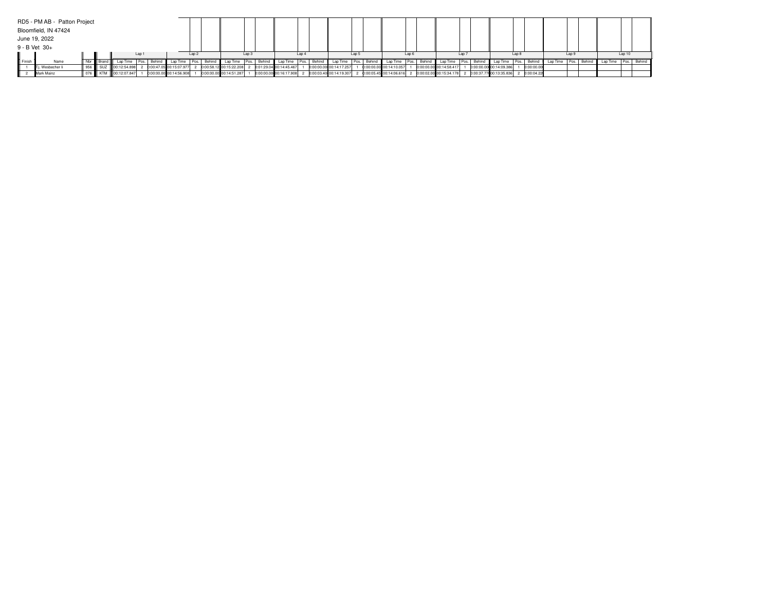RD5 - PM AB - Patton Project

Bloomfield, IN 47424

June 19, 2022

9 - B Vet 30+

| Finish | Name | Nbr | Brand | Lap 1 | | | Lap 2 | | | Lap 3 | | | Lap 4 | | | Lap 5 | | | Lap 6 | | | Lap 7 | | | Lap 8 | | | Lap 9 | | | Lap 10 | | |
|---|---|---|---|---|---|---|---|---|---|---|---|---|---|---|---|---|---|---|---|---|---|---|---|---|---|---|---|---|---|---|---|---|---|
| | | | | Lap Time | Pos. | Behind | Lap Time | Pos. | Behind | Lap Time | Pos. | Behind | Lap Time | Pos. | Behind | Lap Time | Pos. | Behind | Lap Time | Pos. | Behind | Lap Time | Pos. | Behind | Lap Time | Pos. | Behind | Lap Time | Pos. | Behind | Lap Time | Pos. | Behind |
| 1 | T.j. Wesbecher Ii | 956 | SUZ | 00:12:54.898 | 2 | 0:00:47.05 | 00:15:07.977 | 2 | 0:00:58.12 | 00:15:22.208 | 2 | 0:01:29.04 | 00:14:45.467 | 1 | 0:00:00.00 | 00:14:17.257 | 1 | 0:00:00.00 | 00:14:10.057 | 1 | 0:00:00.00 | 00:14:58.417 | 1 | 0:00:00.00 | 00:14:09.386 | 1 | 0:00:00.00 | | | | | | |
| 2 | Mark Mainz | 076 | KTM | 00:12:07.847 | 1 | 0:00:00.00 | 00:14:56.908 | 1 | 0:00:00.00 | 00:14:51.287 | 1 | 0:00:00.00 | 00:16:17.908 | 2 | 0:00:03.40 | 00:14:19.307 | 2 | 0:00:05.45 | 00:14:06.616 | 2 | 0:00:02.00 | 00:15:34.178 | 2 | 0:00:37.77 | 00:13:35.836 | 2 | 0:00:04.22 | | | | | | |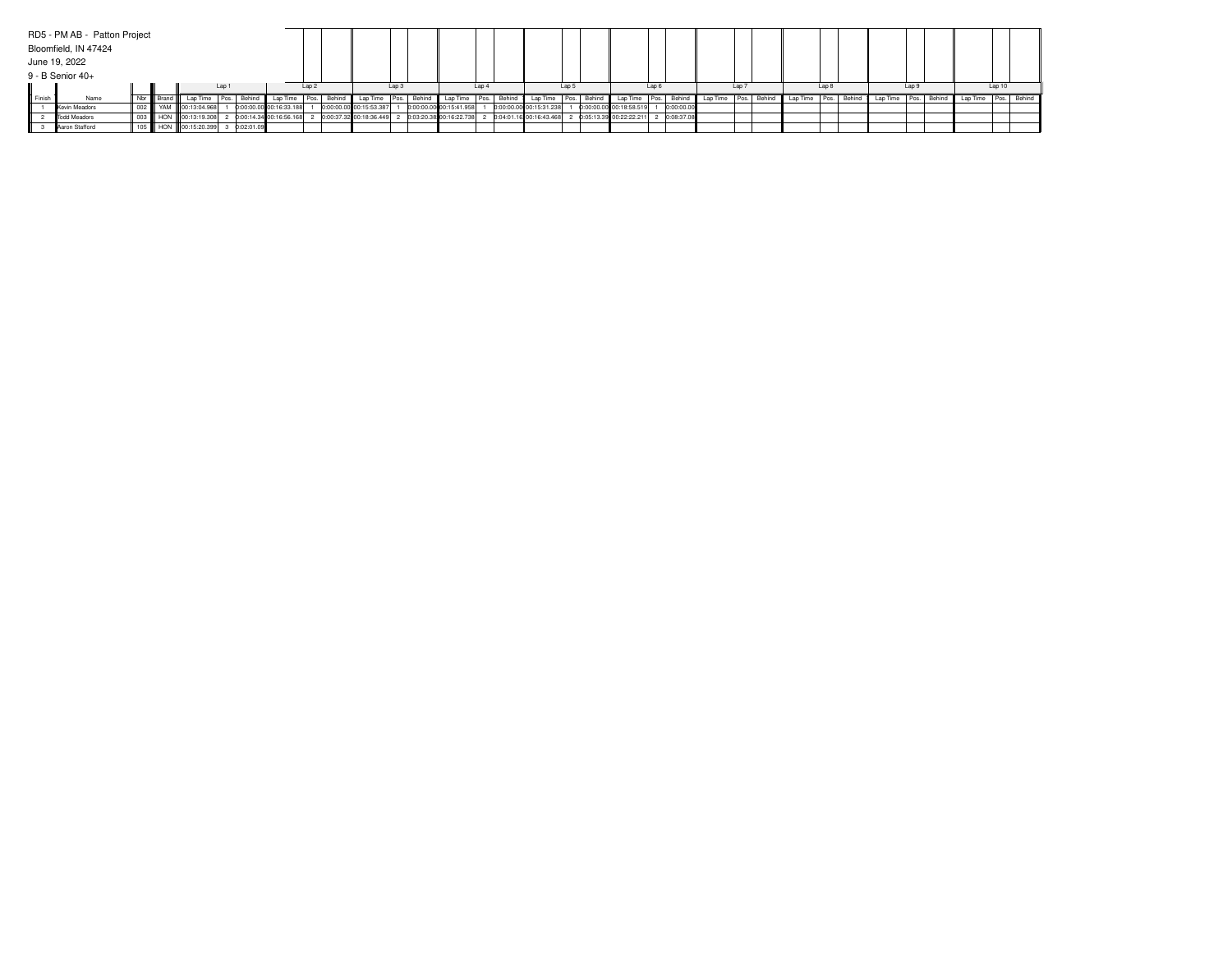RD5 - PM AB - Patton Project

Bloomfield, IN 47424

June 19, 2022

9 - B Senior 40+

| Finish | Name | Nbr | Brand | Lap 1 | | | Lap 2 | | | Lap 3 | | | Lap 4 | | | Lap 5 | | | Lap 6 | | | Lap 7 | | | Lap 8 | | | Lap 9 | | | Lap 10 | | |
|---|---|---|---|---|---|---|---|---|---|---|---|---|---|---|---|---|---|---|---|---|---|---|---|---|---|---|---|---|---|---|---|---|---|
| | | | | Lap Time | Pos. | Behind | Lap Time | Pos. | Behind | Lap Time | Pos. | Behind | Lap Time | Pos. | Behind | Lap Time | Pos. | Behind | Lap Time | Pos. | Behind | Lap Time | Pos. | Behind | Lap Time | Pos. | Behind | Lap Time | Pos. | Behind | Lap Time | Pos. | Behind |
| 1 | Kevin Meadors | 002 | YAM | 00:13:04.968 | 1 | 0:00:00.00 | 00:16:33.188 | 1 | 0:00:00.00 | 00:15:53.387 | 1 | 0:00:00.00 | 00:15:41.958 | 1 | 0:00:00.00 | 00:15:31.238 | 1 | 0:00:00.00 | 00:18:58.519 | 1 | 0:00:00.00 | | | | | | | | | | | | |
| 2 | Todd Meadors | 003 | HON | 00:13:19.308 | 2 | 0:00:14.34 | 00:16:56.168 | 2 | 0:00:37.32 | 00:18:36.449 | 2 | 0:03:20.38 | 00:16:22.738 | 2 | 0:04:01.16 | 00:16:43.468 | 2 | 0:05:13.39 | 00:22:22.211 | 2 | 0:08:37.08 | | | | | | | | | | | | |
| 3 | Aaron Stafford | 105 | HON | 00:15:20.399 | 3 | 0:02:01.09 | | | | | | | | | | | | | | | | | | | | | | | | | | | |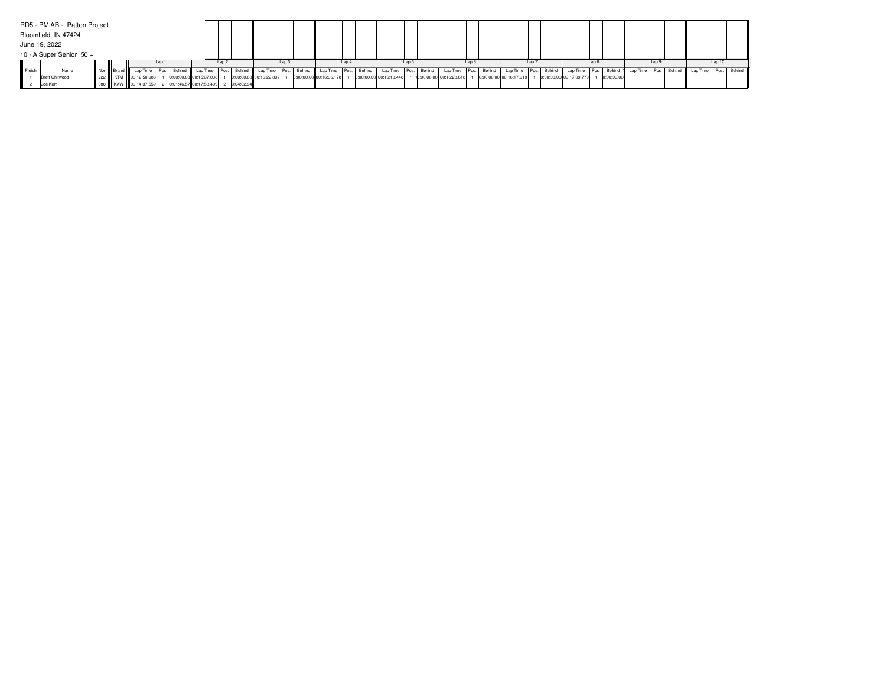RD5 - PM AB - Patton Project

Bloomfield, IN 47424

June 19, 2022

10 - A Super Senior 50 +

| Finish | Name | Nbr | Brand | Lap 1 | | | Lap 2 | | | Lap 3 | | | Lap 4 | | | Lap 5 | | | Lap 6 | | | Lap 7 | | | Lap 8 | | | Lap 9 | | | Lap 10 | | |
|---|---|---|---|---|---|---|---|---|---|---|---|---|---|---|---|---|---|---|---|---|---|---|---|---|---|---|---|---|---|---|---|---|---|
| | | | | Lap Time | Pos. | Behind | Lap Time | Pos. | Behind | Lap Time | Pos. | Behind | Lap Time | Pos. | Behind | Lap Time | Pos. | Behind | Lap Time | Pos. | Behind | Lap Time | Pos. | Behind | Lap Time | Pos. | Behind | Lap Time | Pos. | Behind | Lap Time | Pos. | Behind |
| 1 | Brett Chitwood | 222 | KTM | 00:12:50.988 | 1 | 0:00:00.00 | 00:15:37.038 | 1 | 0:00:00.00 | 00:16:22.837 | 1 | 0:00:00.00 | 00:16:36.178 | 1 | 0:00:00.00 | 00:16:13.448 | 1 | 0:00:00.00 | 00:16:28.618 | 1 | 0:00:00.00 | 00:16:17.918 | 1 | 0:00:00.00 | 00:17:09.779 | 1 | 0:00:00.00 | | | | | | |
| 2 | Joe Kerr | 088 | KAW | 00:14:37.559 | 2 | 0:01:46.57 | 00:17:53.409 | 2 | 0:04:02.94 | | | | | | | | | | | | | | | | | | | | | | | | |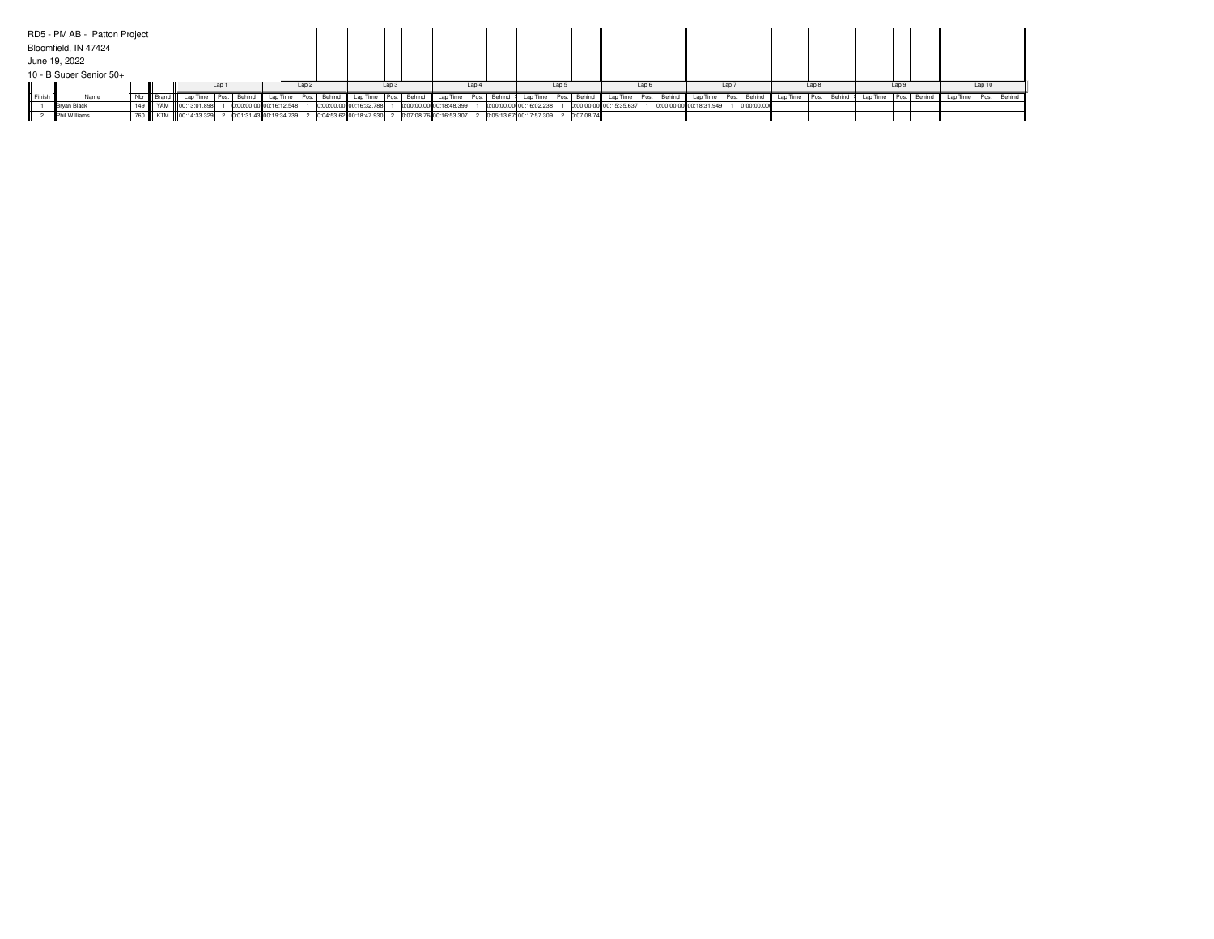RD5 - PM AB - Patton Project

Bloomfield, IN 47424

June 19, 2022

10 - B Super Senior 50+

| | | | | Lap 1 | | | Lap 2 | | | Lap 3 | | | Lap 4 | | | Lap 5 | | | Lap 6 | | | Lap 7 | | | Lap 8 | | | Lap 9 | | | Lap 10 | | |
|---|---|---|---|---|---|---|---|---|---|---|---|---|---|---|---|---|---|---|---|---|---|---|---|---|---|---|---|---|---|---|---|---|---|
| Finish | Name | Nbr | Brand | Lap Time | Pos. | Behind | Lap Time | Pos. | Behind | Lap Time | Pos. | Behind | Lap Time | Pos. | Behind | Lap Time | Pos. | Behind | Lap Time | Pos. | Behind | Lap Time | Pos. | Behind | Lap Time | Pos. | Behind | Lap Time | Pos. | Behind | Lap Time | Pos. | Behind |
| 1 | Bryan Black | 149 | YAM | 00:13:01.898 | 1 | 0:00:00.00 | 00:16:12.548 | 1 | 0:00:00.00 | 00:16:32.788 | 1 | 0:00:00.00 | 00:18:48.399 | 1 | 0:00:00.00 | 00:16:02.238 | 1 | 0:00:00.00 | 00:15:35.637 | 1 | 0:00:00.00 | 00:18:31.949 | 1 | 0:00:00.00 | | | | | | | | | |
| 2 | Phil Williams | 760 | KTM | 00:14:33.329 | 2 | 0:01:31.43 | 00:19:34.739 | 2 | 0:04:53.62 | 00:18:47.930 | 2 | 0:07:08.76 | 00:16:53.307 | 2 | 0:05:13.67 | 00:17:57.309 | 2 | 0:07:08.74 | | | | | | | | | | | | | | | |